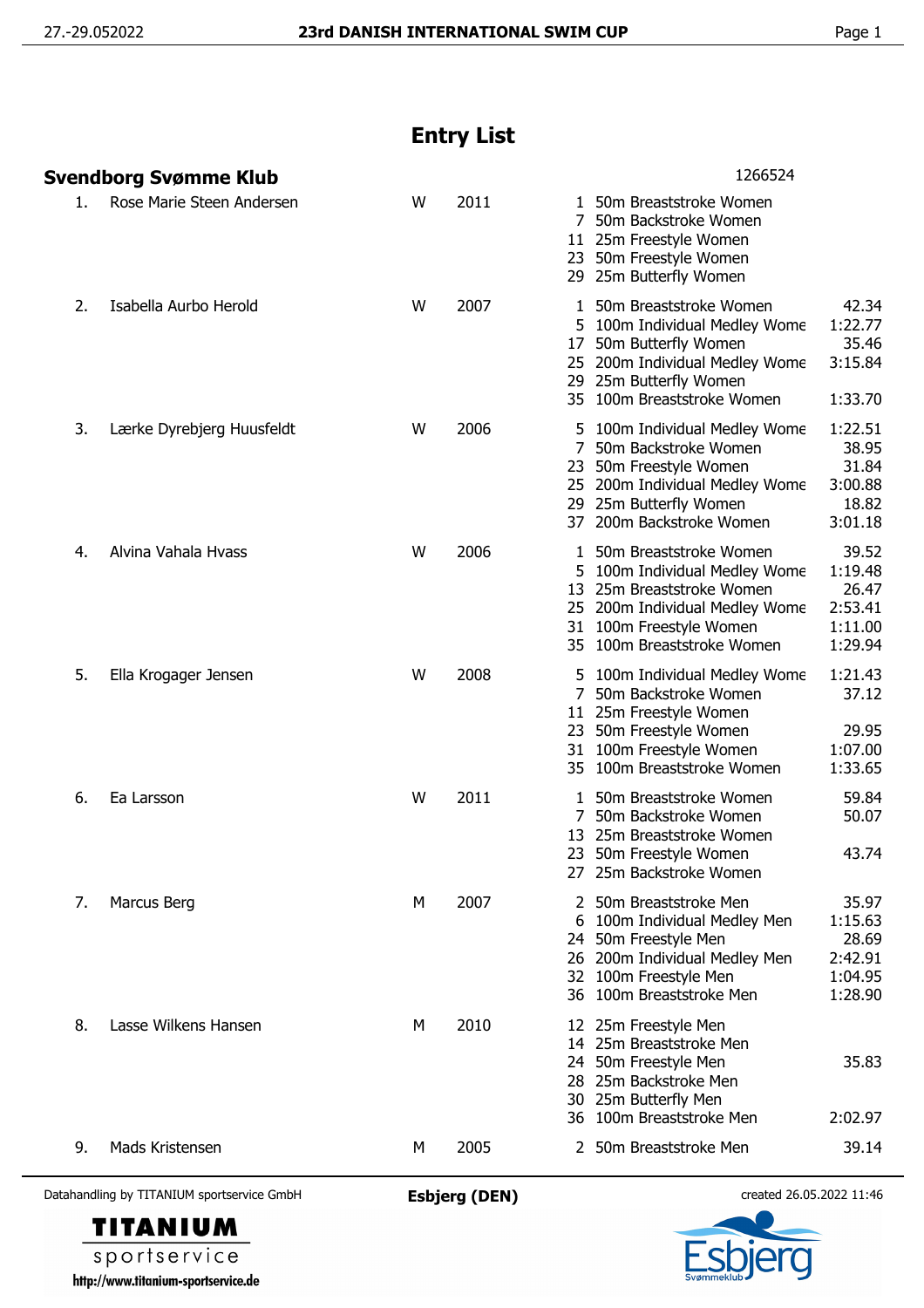# Entry List

## Svendborg Svømme Klub

1266524

| No. | Name | Sex | Year | Event | Discipline | Time |
|---|---|---|---|---|---|---|
| 1. | Rose Marie Steen Andersen | W | 2011 | 1 | 50m Breaststroke Women | |
| | | | | 7 | 50m Backstroke Women | |
| | | | | 11 | 25m Freestyle Women | |
| | | | | 23 | 50m Freestyle Women | |
| | | | | 29 | 25m Butterfly Women | |
| 2. | Isabella Aurbo Herold | W | 2007 | 1 | 50m Breaststroke Women | 42.34 |
| | | | | 5 | 100m Individual Medley Wome | 1:22.77 |
| | | | | 17 | 50m Butterfly Women | 35.46 |
| | | | | 25 | 200m Individual Medley Wome | 3:15.84 |
| | | | | 29 | 25m Butterfly Women | |
| | | | | 35 | 100m Breaststroke Women | 1:33.70 |
| 3. | Lærke Dyrebjerg Huusfeldt | W | 2006 | 5 | 100m Individual Medley Wome | 1:22.51 |
| | | | | 7 | 50m Backstroke Women | 38.95 |
| | | | | 23 | 50m Freestyle Women | 31.84 |
| | | | | 25 | 200m Individual Medley Wome | 3:00.88 |
| | | | | 29 | 25m Butterfly Women | 18.82 |
| | | | | 37 | 200m Backstroke Women | 3:01.18 |
| 4. | Alvina Vahala Hvass | W | 2006 | 1 | 50m Breaststroke Women | 39.52 |
| | | | | 5 | 100m Individual Medley Wome | 1:19.48 |
| | | | | 13 | 25m Breaststroke Women | 26.47 |
| | | | | 25 | 200m Individual Medley Wome | 2:53.41 |
| | | | | 31 | 100m Freestyle Women | 1:11.00 |
| | | | | 35 | 100m Breaststroke Women | 1:29.94 |
| 5. | Ella Krogager Jensen | W | 2008 | 5 | 100m Individual Medley Wome | 1:21.43 |
| | | | | 7 | 50m Backstroke Women | 37.12 |
| | | | | 11 | 25m Freestyle Women | |
| | | | | 23 | 50m Freestyle Women | 29.95 |
| | | | | 31 | 100m Freestyle Women | 1:07.00 |
| | | | | 35 | 100m Breaststroke Women | 1:33.65 |
| 6. | Ea Larsson | W | 2011 | 1 | 50m Breaststroke Women | 59.84 |
| | | | | 7 | 50m Backstroke Women | 50.07 |
| | | | | 13 | 25m Breaststroke Women | |
| | | | | 23 | 50m Freestyle Women | 43.74 |
| | | | | 27 | 25m Backstroke Women | |
| 7. | Marcus Berg | M | 2007 | 2 | 50m Breaststroke Men | 35.97 |
| | | | | 6 | 100m Individual Medley Men | 1:15.63 |
| | | | | 24 | 50m Freestyle Men | 28.69 |
| | | | | 26 | 200m Individual Medley Men | 2:42.91 |
| | | | | 32 | 100m Freestyle Men | 1:04.95 |
| | | | | 36 | 100m Breaststroke Men | 1:28.90 |
| 8. | Lasse Wilkens Hansen | M | 2010 | 12 | 25m Freestyle Men | |
| | | | | 14 | 25m Breaststroke Men | |
| | | | | 24 | 50m Freestyle Men | 35.83 |
| | | | | 28 | 25m Backstroke Men | |
| | | | | 30 | 25m Butterfly Men | |
| | | | | 36 | 100m Breaststroke Men | 2:02.97 |
| 9. | Mads Kristensen | M | 2005 | 2 | 50m Breaststroke Men | 39.14 |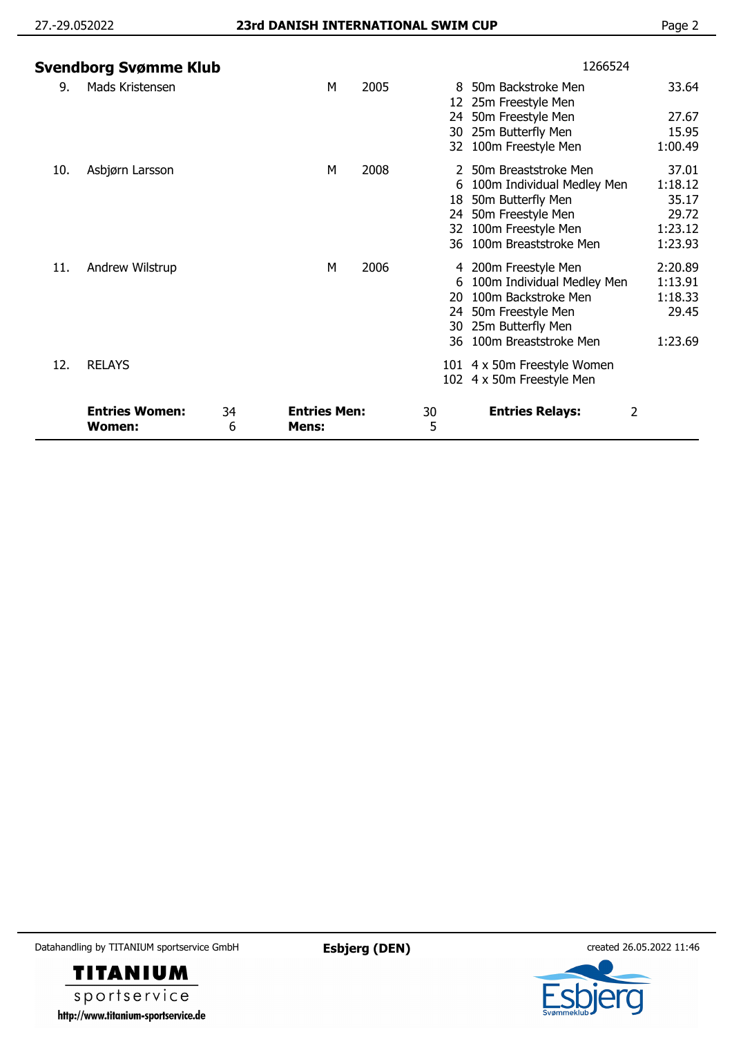## Svendborg Svømme Klub

1266524

| | | | | | | |
|---|---|---|---|---|---|---|
| 9. | Mads Kristensen | M | 2005 | 8 | 50m Backstroke Men | 33.64 |
| | | | | 12 | 25m Freestyle Men | |
| | | | | 24 | 50m Freestyle Men | 27.67 |
| | | | | 30 | 25m Butterfly Men | 15.95 |
| | | | | 32 | 100m Freestyle Men | 1:00.49 |
| 10. | Asbjørn Larsson | M | 2008 | 2 | 50m Breaststroke Men | 37.01 |
| | | | | 6 | 100m Individual Medley Men | 1:18.12 |
| | | | | 18 | 50m Butterfly Men | 35.17 |
| | | | | 24 | 50m Freestyle Men | 29.72 |
| | | | | 32 | 100m Freestyle Men | 1:23.12 |
| | | | | 36 | 100m Breaststroke Men | 1:23.93 |
| 11. | Andrew Wilstrup | M | 2006 | 4 | 200m Freestyle Men | 2:20.89 |
| | | | | 6 | 100m Individual Medley Men | 1:13.91 |
| | | | | 20 | 100m Backstroke Men | 1:18.33 |
| | | | | 24 | 50m Freestyle Men | 29.45 |
| | | | | 30 | 25m Butterfly Men | |
| | | | | 36 | 100m Breaststroke Men | 1:23.69 |
| 12. | RELAYS | | | 101 | 4 x 50m Freestyle Women | |
| | | | | 102 | 4 x 50m Freestyle Men | |

| | | | | | |
|---|---|---|---|---|---|
| **Entries Women:** | 34 | **Entries Men:** | 30 | **Entries Relays:** | 2 |
| **Women:** | 6 | **Mens:** | 5 | | |